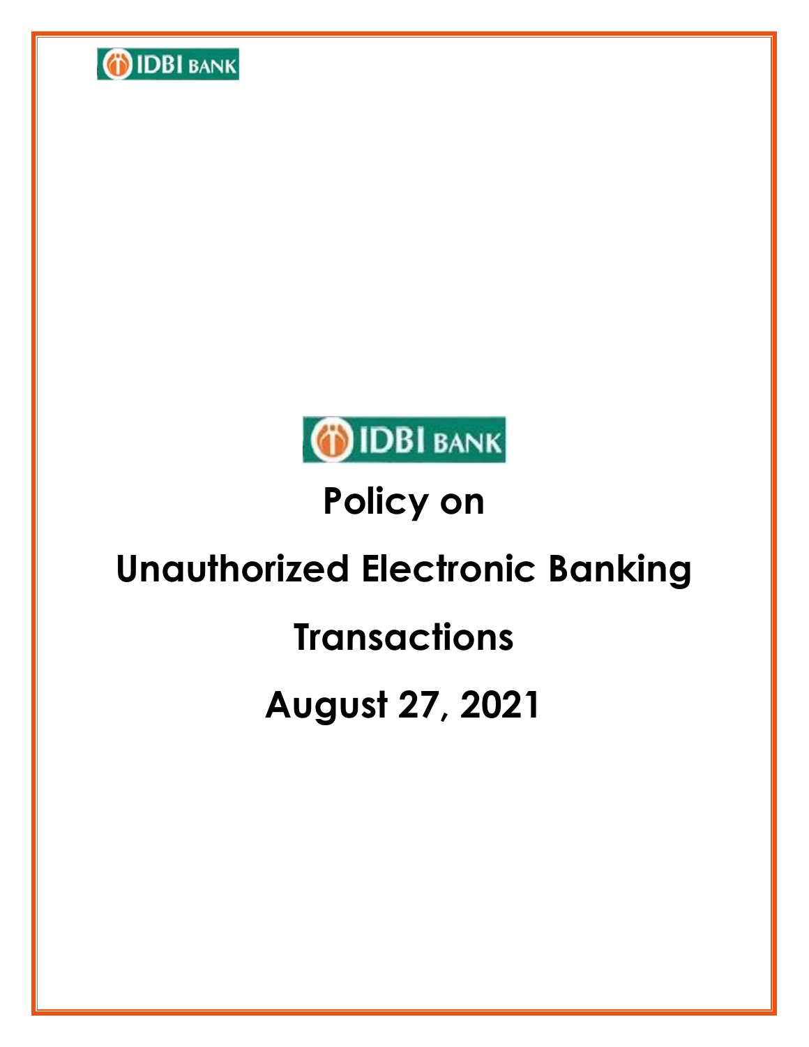# Policy on

# Unauthorized Electronic Banking Transactions

# August 27, 2021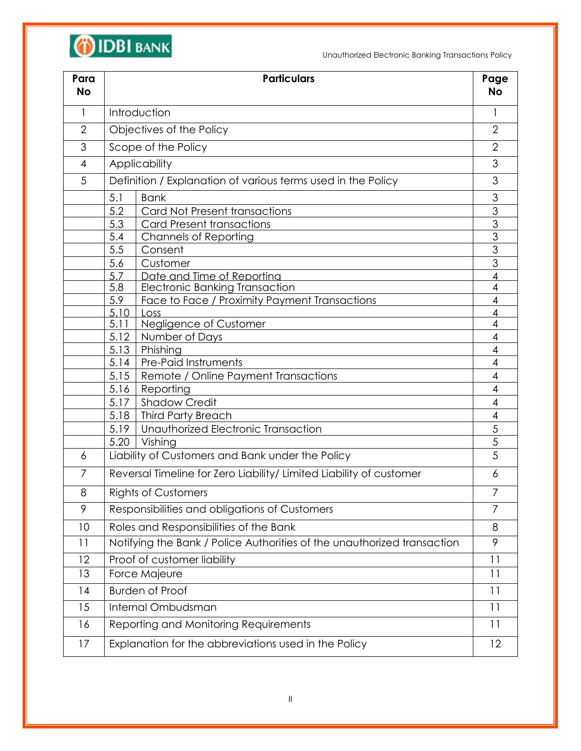| Para No | Particulars | Page No |
|---|---|---|
| 1 | Introduction | 1 |
| 2 | Objectives of the Policy | 2 |
| 3 | Scope of the Policy | 2 |
| 4 | Applicability | 3 |
| 5 | Definition / Explanation of various terms used in the Policy | 3 |
| | 5.1 Bank | 3 |
| | 5.2 Card Not Present transactions | 3 |
| | 5.3 Card Present transactions | 3 |
| | 5.4 Channels of Reporting | 3 |
| | 5.5 Consent | 3 |
| | 5.6 Customer | 3 |
| | 5.7 Date and Time of Reporting | 4 |
| | 5.8 Electronic Banking Transaction | 4 |
| | 5.9 Face to Face / Proximity Payment Transactions | 4 |
| | 5.10 Loss | 4 |
| | 5.11 Negligence of Customer | 4 |
| | 5.12 Number of Days | 4 |
| | 5.13 Phishing | 4 |
| | 5.14 Pre-Paid Instruments | 4 |
| | 5.15 Remote / Online Payment Transactions | 4 |
| | 5.16 Reporting | 4 |
| | 5.17 Shadow Credit | 4 |
| | 5.18 Third Party Breach | 4 |
| | 5.19 Unauthorized Electronic Transaction | 5 |
| | 5.20 Vishing | 5 |
| 6 | Liability of Customers and Bank under the Policy | 5 |
| 7 | Reversal Timeline for Zero Liability/ Limited Liability of customer | 6 |
| 8 | Rights of Customers | 7 |
| 9 | Responsibilities and obligations of Customers | 7 |
| 10 | Roles and Responsibilities of the Bank | 8 |
| 11 | Notifying the Bank / Police Authorities of the unauthorized transaction | 9 |
| 12 | Proof of customer liability | 11 |
| 13 | Force Majeure | 11 |
| 14 | Burden of Proof | 11 |
| 15 | Internal Ombudsman | 11 |
| 16 | Reporting and Monitoring Requirements | 11 |
| 17 | Explanation for the abbreviations used in the Policy | 12 |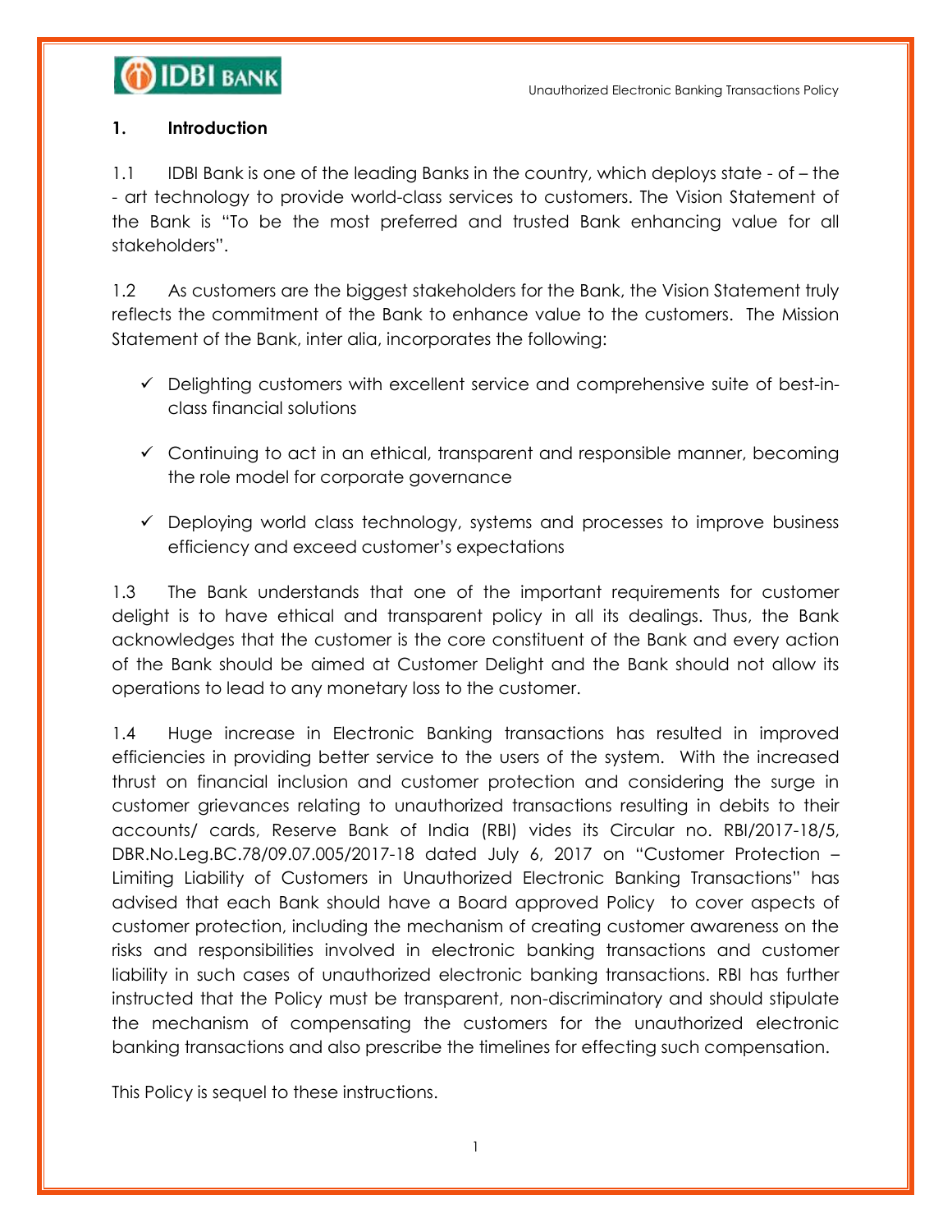## 1. Introduction

1.1 IDBI Bank is one of the leading Banks in the country, which deploys state - of – the - art technology to provide world-class services to customers. The Vision Statement of the Bank is "To be the most preferred and trusted Bank enhancing value for all stakeholders".

1.2 As customers are the biggest stakeholders for the Bank, the Vision Statement truly reflects the commitment of the Bank to enhance value to the customers. The Mission Statement of the Bank, inter alia, incorporates the following:

- ✓ Delighting customers with excellent service and comprehensive suite of best-in-class financial solutions
- ✓ Continuing to act in an ethical, transparent and responsible manner, becoming the role model for corporate governance
- ✓ Deploying world class technology, systems and processes to improve business efficiency and exceed customer's expectations

1.3 The Bank understands that one of the important requirements for customer delight is to have ethical and transparent policy in all its dealings. Thus, the Bank acknowledges that the customer is the core constituent of the Bank and every action of the Bank should be aimed at Customer Delight and the Bank should not allow its operations to lead to any monetary loss to the customer.

1.4 Huge increase in Electronic Banking transactions has resulted in improved efficiencies in providing better service to the users of the system. With the increased thrust on financial inclusion and customer protection and considering the surge in customer grievances relating to unauthorized transactions resulting in debits to their accounts/ cards, Reserve Bank of India (RBI) vides its Circular no. RBI/2017-18/5, DBR.No.Leg.BC.78/09.07.005/2017-18 dated July 6, 2017 on "Customer Protection – Limiting Liability of Customers in Unauthorized Electronic Banking Transactions" has advised that each Bank should have a Board approved Policy to cover aspects of customer protection, including the mechanism of creating customer awareness on the risks and responsibilities involved in electronic banking transactions and customer liability in such cases of unauthorized electronic banking transactions. RBI has further instructed that the Policy must be transparent, non-discriminatory and should stipulate the mechanism of compensating the customers for the unauthorized electronic banking transactions and also prescribe the timelines for effecting such compensation.

This Policy is sequel to these instructions.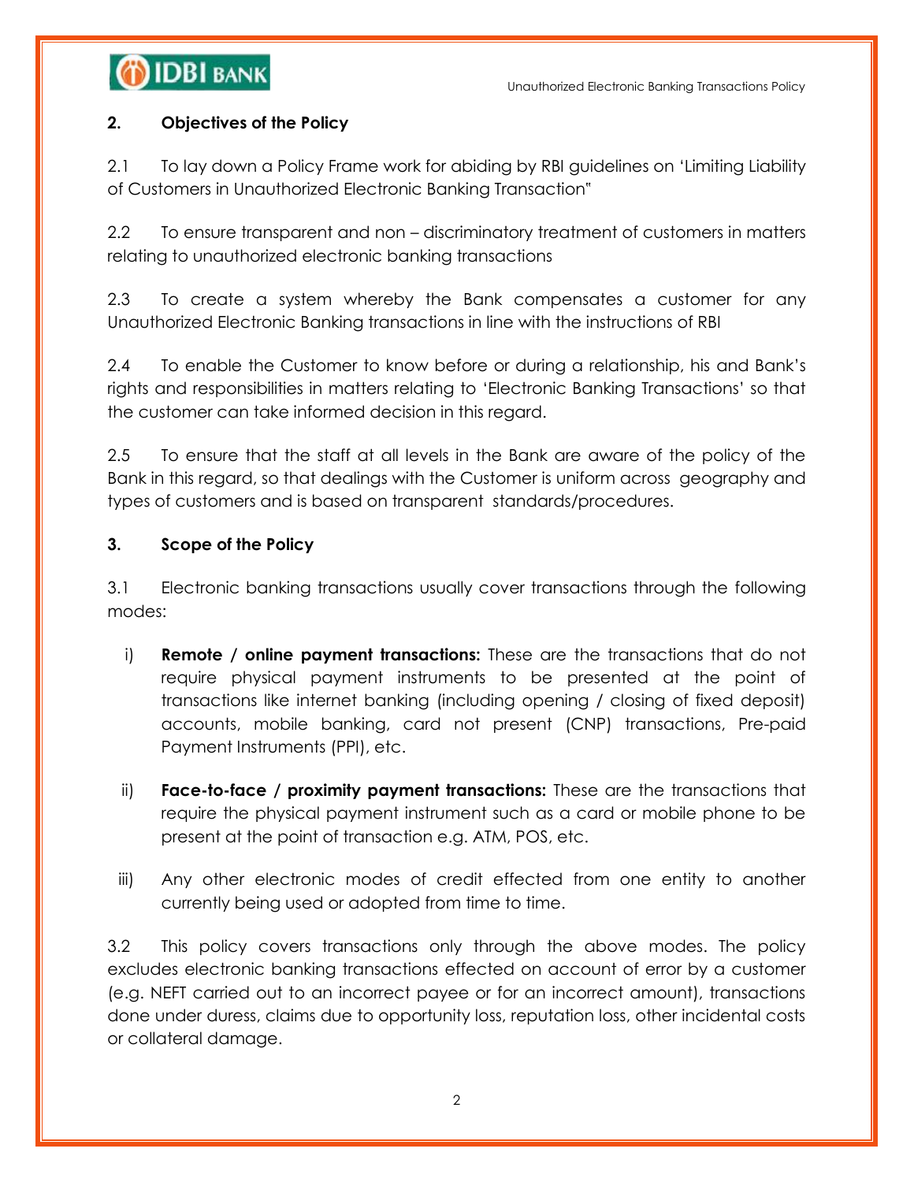## 2. Objectives of the Policy

2.1 To lay down a Policy Frame work for abiding by RBI guidelines on 'Limiting Liability of Customers in Unauthorized Electronic Banking Transaction"

2.2 To ensure transparent and non – discriminatory treatment of customers in matters relating to unauthorized electronic banking transactions

2.3 To create a system whereby the Bank compensates a customer for any Unauthorized Electronic Banking transactions in line with the instructions of RBI

2.4 To enable the Customer to know before or during a relationship, his and Bank's rights and responsibilities in matters relating to 'Electronic Banking Transactions' so that the customer can take informed decision in this regard.

2.5 To ensure that the staff at all levels in the Bank are aware of the policy of the Bank in this regard, so that dealings with the Customer is uniform across geography and types of customers and is based on transparent standards/procedures.

## 3. Scope of the Policy

3.1 Electronic banking transactions usually cover transactions through the following modes:

i) **Remote / online payment transactions:** These are the transactions that do not require physical payment instruments to be presented at the point of transactions like internet banking (including opening / closing of fixed deposit) accounts, mobile banking, card not present (CNP) transactions, Pre-paid Payment Instruments (PPI), etc.

ii) **Face-to-face / proximity payment transactions:** These are the transactions that require the physical payment instrument such as a card or mobile phone to be present at the point of transaction e.g. ATM, POS, etc.

iii) Any other electronic modes of credit effected from one entity to another currently being used or adopted from time to time.

3.2 This policy covers transactions only through the above modes. The policy excludes electronic banking transactions effected on account of error by a customer (e.g. NEFT carried out to an incorrect payee or for an incorrect amount), transactions done under duress, claims due to opportunity loss, reputation loss, other incidental costs or collateral damage.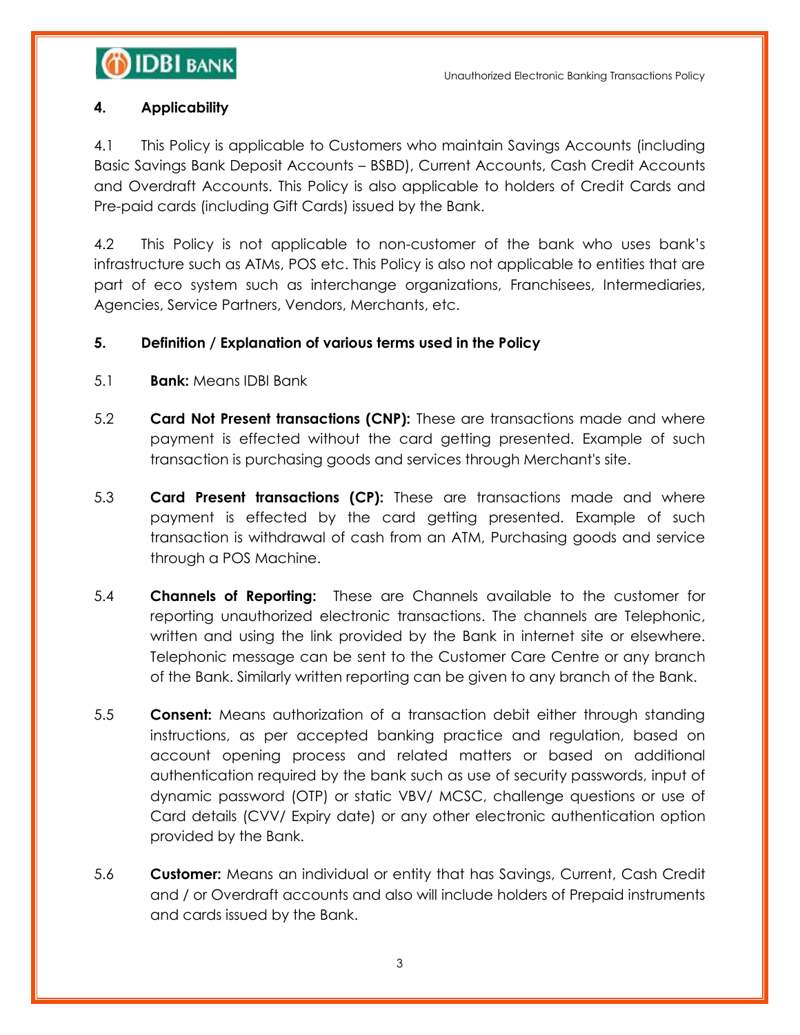## 4. Applicability

4.1 This Policy is applicable to Customers who maintain Savings Accounts (including Basic Savings Bank Deposit Accounts – BSBD), Current Accounts, Cash Credit Accounts and Overdraft Accounts. This Policy is also applicable to holders of Credit Cards and Pre-paid cards (including Gift Cards) issued by the Bank.

4.2 This Policy is not applicable to non-customer of the bank who uses bank's infrastructure such as ATMs, POS etc. This Policy is also not applicable to entities that are part of eco system such as interchange organizations, Franchisees, Intermediaries, Agencies, Service Partners, Vendors, Merchants, etc.

## 5. Definition / Explanation of various terms used in the Policy

5.1 **Bank:** Means IDBI Bank

5.2 **Card Not Present transactions (CNP):** These are transactions made and where payment is effected without the card getting presented. Example of such transaction is purchasing goods and services through Merchant's site.

5.3 **Card Present transactions (CP):** These are transactions made and where payment is effected by the card getting presented. Example of such transaction is withdrawal of cash from an ATM, Purchasing goods and service through a POS Machine.

5.4 **Channels of Reporting:** These are Channels available to the customer for reporting unauthorized electronic transactions. The channels are Telephonic, written and using the link provided by the Bank in internet site or elsewhere. Telephonic message can be sent to the Customer Care Centre or any branch of the Bank. Similarly written reporting can be given to any branch of the Bank.

5.5 **Consent:** Means authorization of a transaction debit either through standing instructions, as per accepted banking practice and regulation, based on account opening process and related matters or based on additional authentication required by the bank such as use of security passwords, input of dynamic password (OTP) or static VBV/ MCSC, challenge questions or use of Card details (CVV/ Expiry date) or any other electronic authentication option provided by the Bank.

5.6 **Customer:** Means an individual or entity that has Savings, Current, Cash Credit and / or Overdraft accounts and also will include holders of Prepaid instruments and cards issued by the Bank.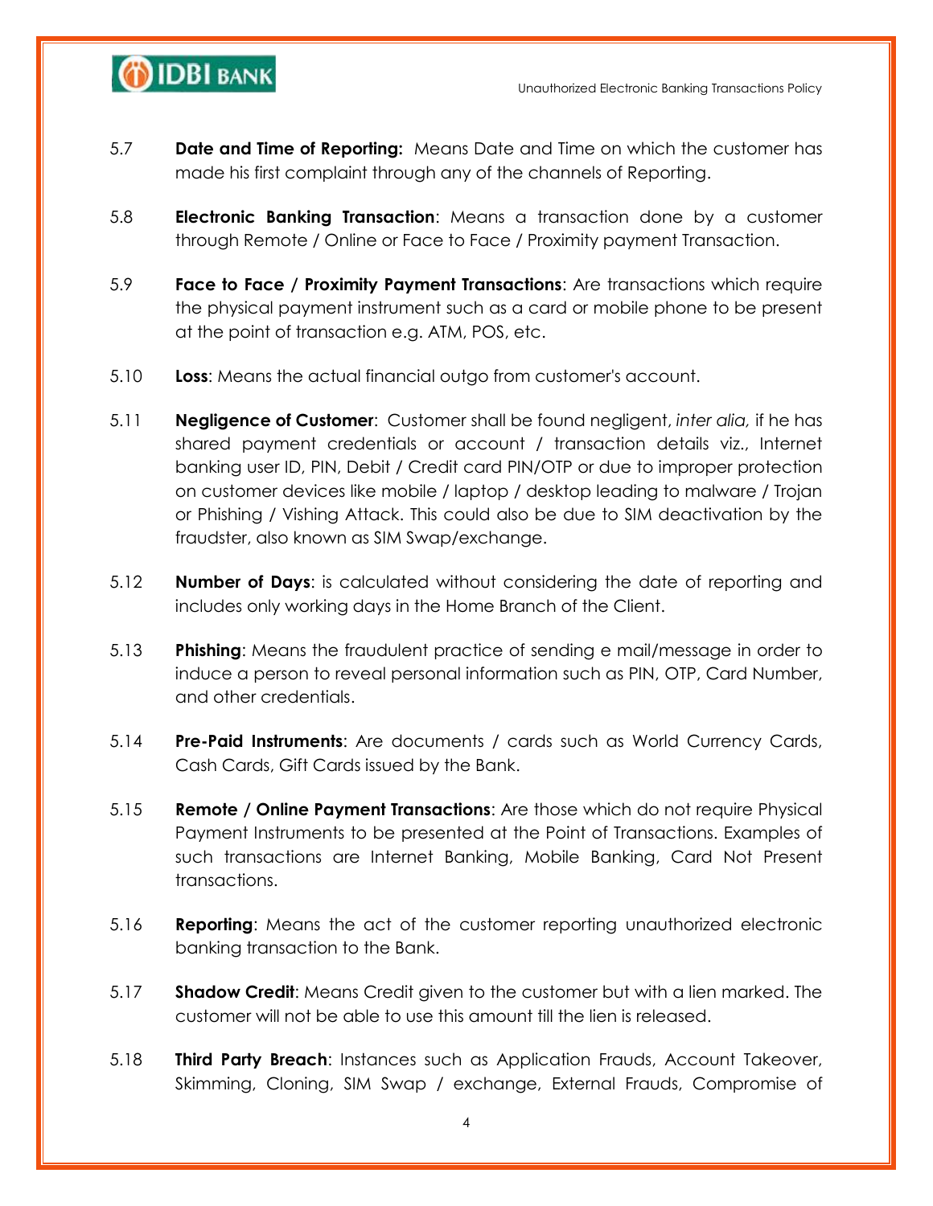5.7 **Date and Time of Reporting:** Means Date and Time on which the customer has made his first complaint through any of the channels of Reporting.

5.8 **Electronic Banking Transaction**: Means a transaction done by a customer through Remote / Online or Face to Face / Proximity payment Transaction.

5.9 **Face to Face / Proximity Payment Transactions**: Are transactions which require the physical payment instrument such as a card or mobile phone to be present at the point of transaction e.g. ATM, POS, etc.

5.10 **Loss**: Means the actual financial outgo from customer's account.

5.11 **Negligence of Customer**: Customer shall be found negligent, *inter alia,* if he has shared payment credentials or account / transaction details viz., Internet banking user ID, PIN, Debit / Credit card PIN/OTP or due to improper protection on customer devices like mobile / laptop / desktop leading to malware / Trojan or Phishing / Vishing Attack. This could also be due to SIM deactivation by the fraudster, also known as SIM Swap/exchange.

5.12 **Number of Days**: is calculated without considering the date of reporting and includes only working days in the Home Branch of the Client.

5.13 **Phishing**: Means the fraudulent practice of sending e mail/message in order to induce a person to reveal personal information such as PIN, OTP, Card Number, and other credentials.

5.14 **Pre-Paid Instruments**: Are documents / cards such as World Currency Cards, Cash Cards, Gift Cards issued by the Bank.

5.15 **Remote / Online Payment Transactions**: Are those which do not require Physical Payment Instruments to be presented at the Point of Transactions. Examples of such transactions are Internet Banking, Mobile Banking, Card Not Present transactions.

5.16 **Reporting**: Means the act of the customer reporting unauthorized electronic banking transaction to the Bank.

5.17 **Shadow Credit**: Means Credit given to the customer but with a lien marked. The customer will not be able to use this amount till the lien is released.

5.18 **Third Party Breach**: Instances such as Application Frauds, Account Takeover, Skimming, Cloning, SIM Swap / exchange, External Frauds, Compromise of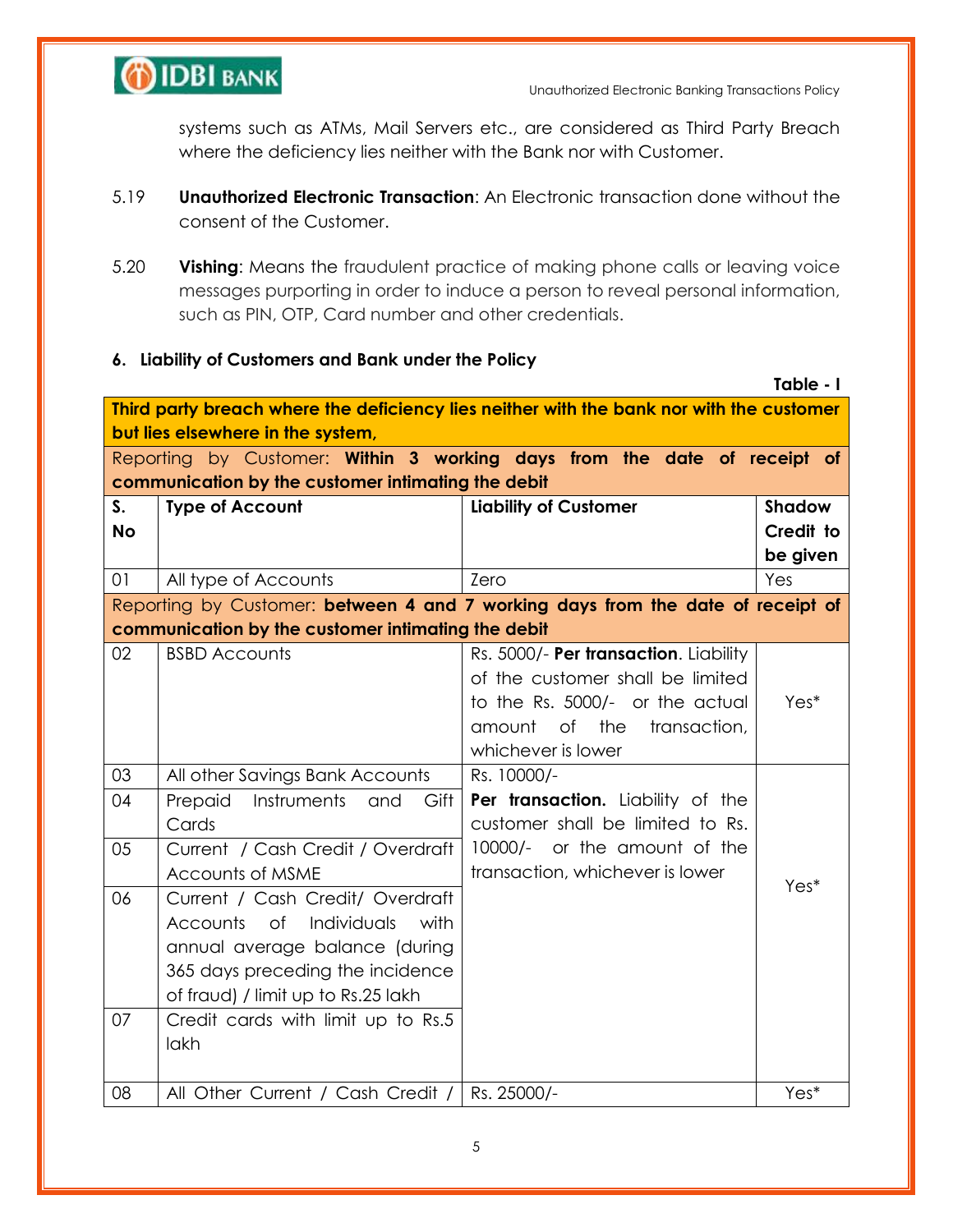systems such as ATMs, Mail Servers etc., are considered as Third Party Breach where the deficiency lies neither with the Bank nor with Customer.

5.19 **Unauthorized Electronic Transaction**: An Electronic transaction done without the consent of the Customer.

5.20 **Vishing**: Means the fraudulent practice of making phone calls or leaving voice messages purporting in order to induce a person to reveal personal information, such as PIN, OTP, Card number and other credentials.

**6. Liability of Customers and Bank under the Policy**

**Table - I**

| **Third party breach where the deficiency lies neither with the bank nor with the customer but lies elsewhere in the system,** | | | |
|---|---|---|---|
| Reporting by Customer: **Within 3 working days from the date of receipt of communication by the customer intimating the debit** | | | |
| **S. No** | **Type of Account** | **Liability of Customer** | **Shadow Credit to be given** |
| 01 | All type of Accounts | Zero | Yes |
| Reporting by Customer: **between 4 and 7 working days from the date of receipt of communication by the customer intimating the debit** | | | |
| 02 | BSBD Accounts | Rs. 5000/- **Per transaction**. Liability of the customer shall be limited to the Rs. 5000/- or the actual amount of the transaction, whichever is lower | Yes* |
| 03 | All other Savings Bank Accounts | Rs. 10000/- **Per transaction.** Liability of the customer shall be limited to Rs. 10000/- or the amount of the transaction, whichever is lower | Yes* |
| 04 | Prepaid Instruments and Gift Cards | | |
| 05 | Current / Cash Credit / Overdraft Accounts of MSME | | |
| 06 | Current / Cash Credit/ Overdraft Accounts of Individuals with annual average balance (during 365 days preceding the incidence of fraud) / limit up to Rs.25 lakh | | |
| 07 | Credit cards with limit up to Rs.5 lakh | | |
| 08 | All Other Current / Cash Credit / | Rs. 25000/- | Yes* |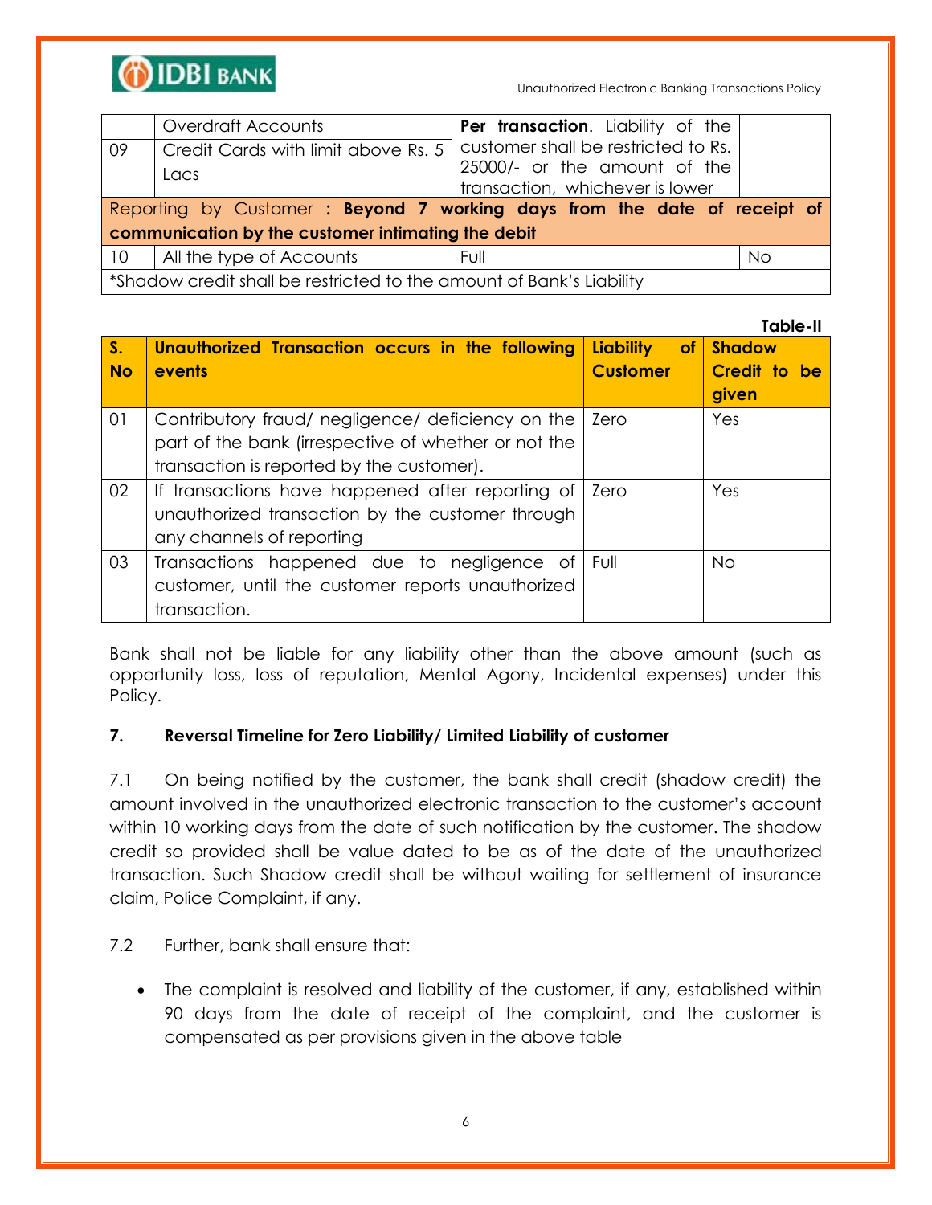| | | | |
|---|---|---|---|
| 09 | Overdraft Accounts<br>Credit Cards with limit above Rs. 5 Lacs | **Per transaction**. Liability of the customer shall be restricted to Rs. 25000/- or the amount of the transaction, whichever is lower | |
| Reporting by Customer **: Beyond 7 working days from the date of receipt of communication by the customer intimating the debit** | | | |
| 10 | All the type of Accounts | Full | No |
| *Shadow credit shall be restricted to the amount of Bank's Liability | | | |

**Table-II**

| S. No | Unauthorized Transaction occurs in the following events | Liability of Customer | Shadow Credit to be given |
|---|---|---|---|
| 01 | Contributory fraud/ negligence/ deficiency on the part of the bank (irrespective of whether or not the transaction is reported by the customer). | Zero | Yes |
| 02 | If transactions have happened after reporting of unauthorized transaction by the customer through any channels of reporting | Zero | Yes |
| 03 | Transactions happened due to negligence of customer, until the customer reports unauthorized transaction. | Full | No |

Bank shall not be liable for any liability other than the above amount (such as opportunity loss, loss of reputation, Mental Agony, Incidental expenses) under this Policy.

## 7. Reversal Timeline for Zero Liability/ Limited Liability of customer

7.1 On being notified by the customer, the bank shall credit (shadow credit) the amount involved in the unauthorized electronic transaction to the customer's account within 10 working days from the date of such notification by the customer. The shadow credit so provided shall be value dated to be as of the date of the unauthorized transaction. Such Shadow credit shall be without waiting for settlement of insurance claim, Police Complaint, if any.

7.2 Further, bank shall ensure that:

- The complaint is resolved and liability of the customer, if any, established within 90 days from the date of receipt of the complaint, and the customer is compensated as per provisions given in the above table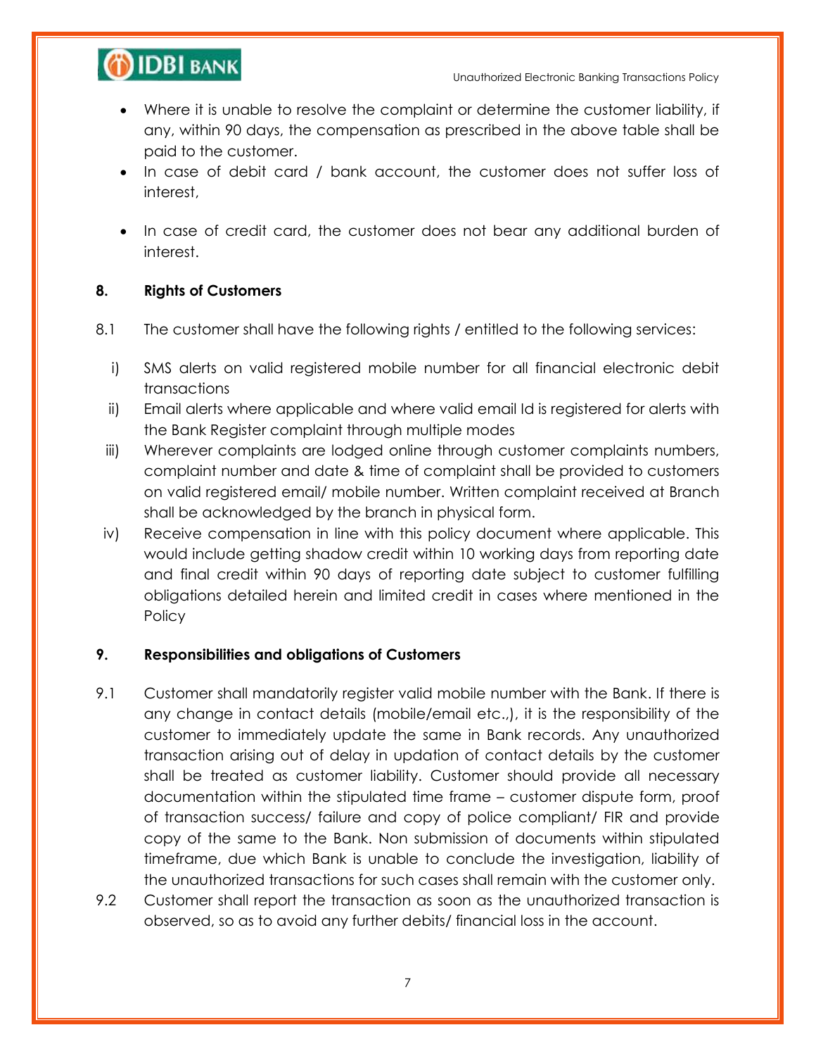- Where it is unable to resolve the complaint or determine the customer liability, if any, within 90 days, the compensation as prescribed in the above table shall be paid to the customer.
- In case of debit card / bank account, the customer does not suffer loss of interest,
- In case of credit card, the customer does not bear any additional burden of interest.

## 8. Rights of Customers

8.1 The customer shall have the following rights / entitled to the following services:

i) SMS alerts on valid registered mobile number for all financial electronic debit transactions

ii) Email alerts where applicable and where valid email Id is registered for alerts with the Bank Register complaint through multiple modes

iii) Wherever complaints are lodged online through customer complaints numbers, complaint number and date & time of complaint shall be provided to customers on valid registered email/ mobile number. Written complaint received at Branch shall be acknowledged by the branch in physical form.

iv) Receive compensation in line with this policy document where applicable. This would include getting shadow credit within 10 working days from reporting date and final credit within 90 days of reporting date subject to customer fulfilling obligations detailed herein and limited credit in cases where mentioned in the Policy

## 9. Responsibilities and obligations of Customers

9.1 Customer shall mandatorily register valid mobile number with the Bank. If there is any change in contact details (mobile/email etc.,), it is the responsibility of the customer to immediately update the same in Bank records. Any unauthorized transaction arising out of delay in updation of contact details by the customer shall be treated as customer liability. Customer should provide all necessary documentation within the stipulated time frame – customer dispute form, proof of transaction success/ failure and copy of police compliant/ FIR and provide copy of the same to the Bank. Non submission of documents within stipulated timeframe, due which Bank is unable to conclude the investigation, liability of the unauthorized transactions for such cases shall remain with the customer only.

9.2 Customer shall report the transaction as soon as the unauthorized transaction is observed, so as to avoid any further debits/ financial loss in the account.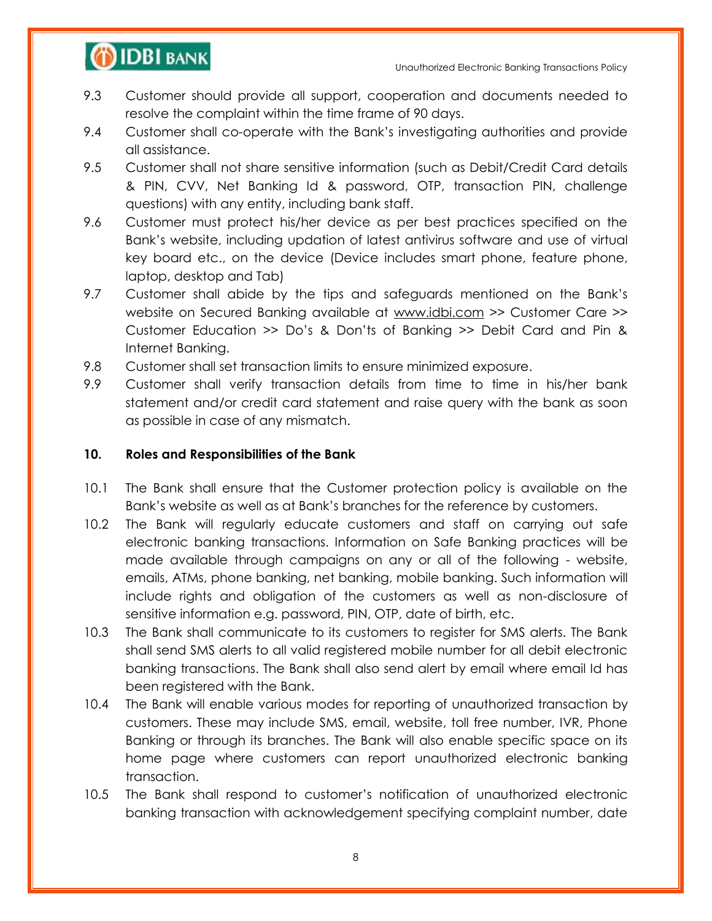9.3 Customer should provide all support, cooperation and documents needed to resolve the complaint within the time frame of 90 days.

9.4 Customer shall co-operate with the Bank's investigating authorities and provide all assistance.

9.5 Customer shall not share sensitive information (such as Debit/Credit Card details & PIN, CVV, Net Banking Id & password, OTP, transaction PIN, challenge questions) with any entity, including bank staff.

9.6 Customer must protect his/her device as per best practices specified on the Bank's website, including updation of latest antivirus software and use of virtual key board etc., on the device (Device includes smart phone, feature phone, laptop, desktop and Tab)

9.7 Customer shall abide by the tips and safeguards mentioned on the Bank's website on Secured Banking available at www.idbi.com >> Customer Care >> Customer Education >> Do's & Don'ts of Banking >> Debit Card and Pin & Internet Banking.

9.8 Customer shall set transaction limits to ensure minimized exposure.

9.9 Customer shall verify transaction details from time to time in his/her bank statement and/or credit card statement and raise query with the bank as soon as possible in case of any mismatch.

## 10. Roles and Responsibilities of the Bank

10.1 The Bank shall ensure that the Customer protection policy is available on the Bank's website as well as at Bank's branches for the reference by customers.

10.2 The Bank will regularly educate customers and staff on carrying out safe electronic banking transactions. Information on Safe Banking practices will be made available through campaigns on any or all of the following - website, emails, ATMs, phone banking, net banking, mobile banking. Such information will include rights and obligation of the customers as well as non-disclosure of sensitive information e.g. password, PIN, OTP, date of birth, etc.

10.3 The Bank shall communicate to its customers to register for SMS alerts. The Bank shall send SMS alerts to all valid registered mobile number for all debit electronic banking transactions. The Bank shall also send alert by email where email Id has been registered with the Bank.

10.4 The Bank will enable various modes for reporting of unauthorized transaction by customers. These may include SMS, email, website, toll free number, IVR, Phone Banking or through its branches. The Bank will also enable specific space on its home page where customers can report unauthorized electronic banking transaction.

10.5 The Bank shall respond to customer's notification of unauthorized electronic banking transaction with acknowledgement specifying complaint number, date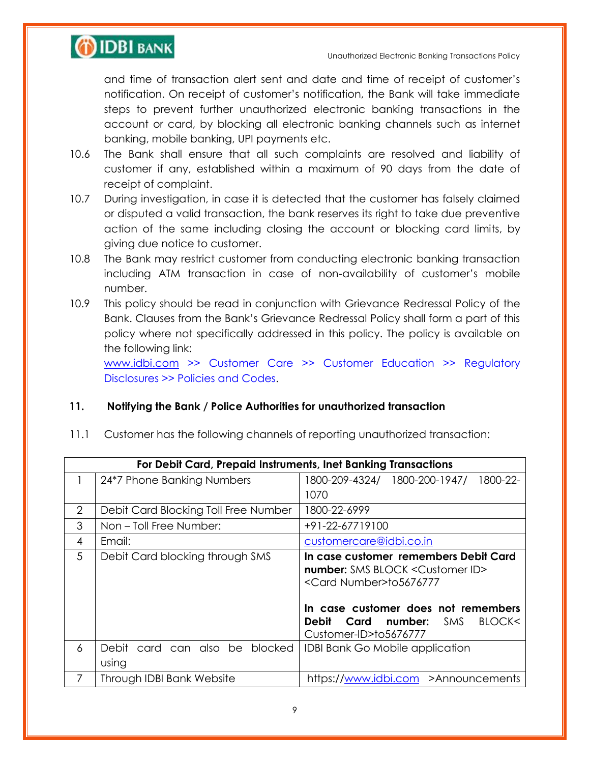and time of transaction alert sent and date and time of receipt of customer's notification. On receipt of customer's notification, the Bank will take immediate steps to prevent further unauthorized electronic banking transactions in the account or card, by blocking all electronic banking channels such as internet banking, mobile banking, UPI payments etc.

10.6 The Bank shall ensure that all such complaints are resolved and liability of customer if any, established within a maximum of 90 days from the date of receipt of complaint.

10.7 During investigation, in case it is detected that the customer has falsely claimed or disputed a valid transaction, the bank reserves its right to take due preventive action of the same including closing the account or blocking card limits, by giving due notice to customer.

10.8 The Bank may restrict customer from conducting electronic banking transaction including ATM transaction in case of non-availability of customer's mobile number.

10.9 This policy should be read in conjunction with Grievance Redressal Policy of the Bank. Clauses from the Bank's Grievance Redressal Policy shall form a part of this policy where not specifically addressed in this policy. The policy is available on the following link:
www.idbi.com >> Customer Care >> Customer Education >> Regulatory Disclosures >> Policies and Codes.

## 11. Notifying the Bank / Police Authorities for unauthorized transaction

11.1 Customer has the following channels of reporting unauthorized transaction:

| For Debit Card, Prepaid Instruments, Inet Banking Transactions | | |
|---|---|---|
| 1 | 24*7 Phone Banking Numbers | 1800-209-4324/ 1800-200-1947/ 1800-22-1070 |
| 2 | Debit Card Blocking Toll Free Number | 1800-22-6999 |
| 3 | Non – Toll Free Number: | +91-22-67719100 |
| 4 | Email: | customercare@idbi.co.in |
| 5 | Debit Card blocking through SMS | **In case customer remembers Debit Card number:** SMS BLOCK <Customer ID> <Card Number>to5676777<br><br>**In case customer does not remembers Debit Card number:** SMS BLOCK< Customer-ID>to5676777 |
| 6 | Debit card can also be blocked using | IDBI Bank Go Mobile application |
| 7 | Through IDBI Bank Website | https://www.idbi.com >Announcements |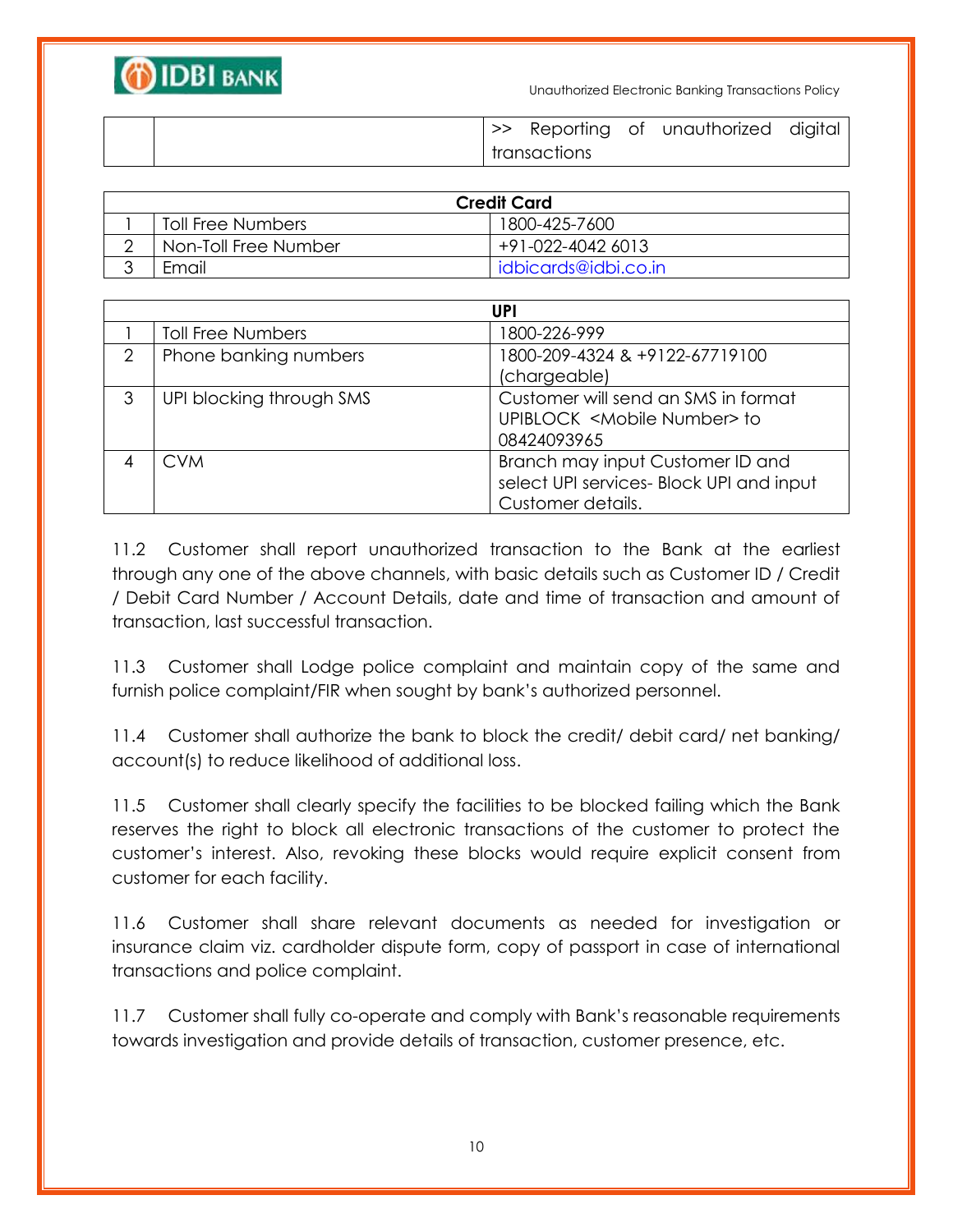| | | >> Reporting of unauthorized digital transactions |
|---|---|---|

| Credit Card | | |
|---|---|---|
| 1 | Toll Free Numbers | 1800-425-7600 |
| 2 | Non-Toll Free Number | +91-022-4042 6013 |
| 3 | Email | idbicards@idbi.co.in |

| UPI | | |
|---|---|---|
| 1 | Toll Free Numbers | 1800-226-999 |
| 2 | Phone banking numbers | 1800-209-4324 & +9122-67719100 (chargeable) |
| 3 | UPI blocking through SMS | Customer will send an SMS in format UPIBLOCK <Mobile Number> to 08424093965 |
| 4 | CVM | Branch may input Customer ID and select UPI services- Block UPI and input Customer details. |

11.2 Customer shall report unauthorized transaction to the Bank at the earliest through any one of the above channels, with basic details such as Customer ID / Credit / Debit Card Number / Account Details, date and time of transaction and amount of transaction, last successful transaction.

11.3 Customer shall Lodge police complaint and maintain copy of the same and furnish police complaint/FIR when sought by bank's authorized personnel.

11.4 Customer shall authorize the bank to block the credit/ debit card/ net banking/ account(s) to reduce likelihood of additional loss.

11.5 Customer shall clearly specify the facilities to be blocked failing which the Bank reserves the right to block all electronic transactions of the customer to protect the customer's interest. Also, revoking these blocks would require explicit consent from customer for each facility.

11.6 Customer shall share relevant documents as needed for investigation or insurance claim viz. cardholder dispute form, copy of passport in case of international transactions and police complaint.

11.7 Customer shall fully co-operate and comply with Bank's reasonable requirements towards investigation and provide details of transaction, customer presence, etc.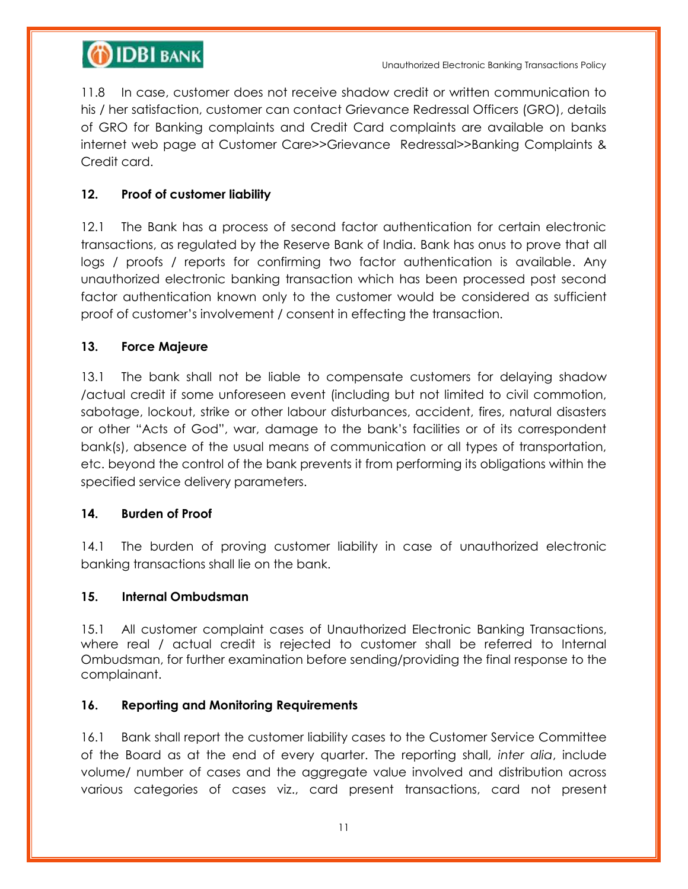11.8 In case, customer does not receive shadow credit or written communication to his / her satisfaction, customer can contact Grievance Redressal Officers (GRO), details of GRO for Banking complaints and Credit Card complaints are available on banks internet web page at Customer Care>>Grievance Redressal>>Banking Complaints & Credit card.

## 12. Proof of customer liability

12.1 The Bank has a process of second factor authentication for certain electronic transactions, as regulated by the Reserve Bank of India. Bank has onus to prove that all logs / proofs / reports for confirming two factor authentication is available. Any unauthorized electronic banking transaction which has been processed post second factor authentication known only to the customer would be considered as sufficient proof of customer's involvement / consent in effecting the transaction.

## 13. Force Majeure

13.1 The bank shall not be liable to compensate customers for delaying shadow /actual credit if some unforeseen event (including but not limited to civil commotion, sabotage, lockout, strike or other labour disturbances, accident, fires, natural disasters or other "Acts of God", war, damage to the bank's facilities or of its correspondent bank(s), absence of the usual means of communication or all types of transportation, etc. beyond the control of the bank prevents it from performing its obligations within the specified service delivery parameters.

## 14. Burden of Proof

14.1 The burden of proving customer liability in case of unauthorized electronic banking transactions shall lie on the bank.

## 15. Internal Ombudsman

15.1 All customer complaint cases of Unauthorized Electronic Banking Transactions, where real / actual credit is rejected to customer shall be referred to Internal Ombudsman, for further examination before sending/providing the final response to the complainant.

## 16. Reporting and Monitoring Requirements

16.1 Bank shall report the customer liability cases to the Customer Service Committee of the Board as at the end of every quarter. The reporting shall, *inter alia*, include volume/ number of cases and the aggregate value involved and distribution across various categories of cases viz., card present transactions, card not present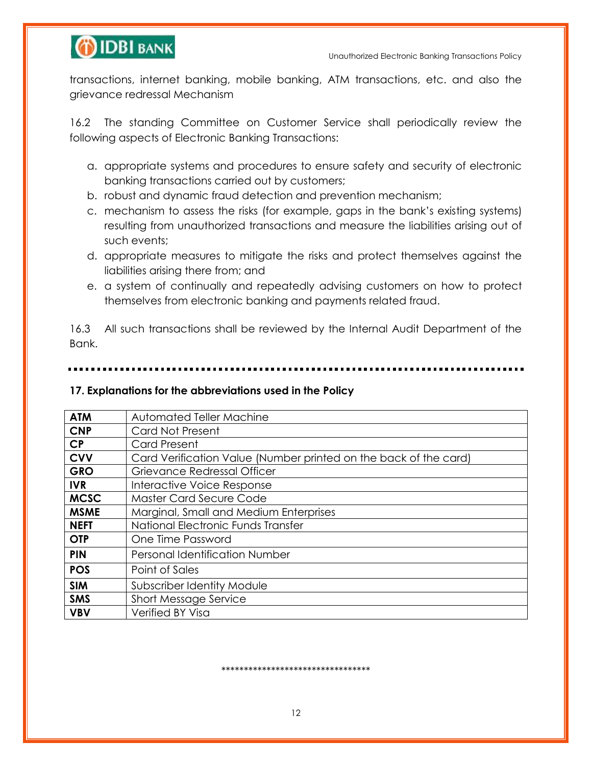transactions, internet banking, mobile banking, ATM transactions, etc. and also the grievance redressal Mechanism

16.2 The standing Committee on Customer Service shall periodically review the following aspects of Electronic Banking Transactions:

a. appropriate systems and procedures to ensure safety and security of electronic banking transactions carried out by customers;
b. robust and dynamic fraud detection and prevention mechanism;
c. mechanism to assess the risks (for example, gaps in the bank's existing systems) resulting from unauthorized transactions and measure the liabilities arising out of such events;
d. appropriate measures to mitigate the risks and protect themselves against the liabilities arising there from; and
e. a system of continually and repeatedly advising customers on how to protect themselves from electronic banking and payments related fraud.

16.3 All such transactions shall be reviewed by the Internal Audit Department of the Bank.

---

## 17. Explanations for the abbreviations used in the Policy

| | |
|---|---|
| **ATM** | Automated Teller Machine |
| **CNP** | Card Not Present |
| **CP** | Card Present |
| **CVV** | Card Verification Value (Number printed on the back of the card) |
| **GRO** | Grievance Redressal Officer |
| **IVR** | Interactive Voice Response |
| **MCSC** | Master Card Secure Code |
| **MSME** | Marginal, Small and Medium Enterprises |
| **NEFT** | National Electronic Funds Transfer |
| **OTP** | One Time Password |
| **PIN** | Personal Identification Number |
| **POS** | Point of Sales |
| **SIM** | Subscriber Identity Module |
| **SMS** | Short Message Service |
| **VBV** | Verified BY Visa |

*********************************